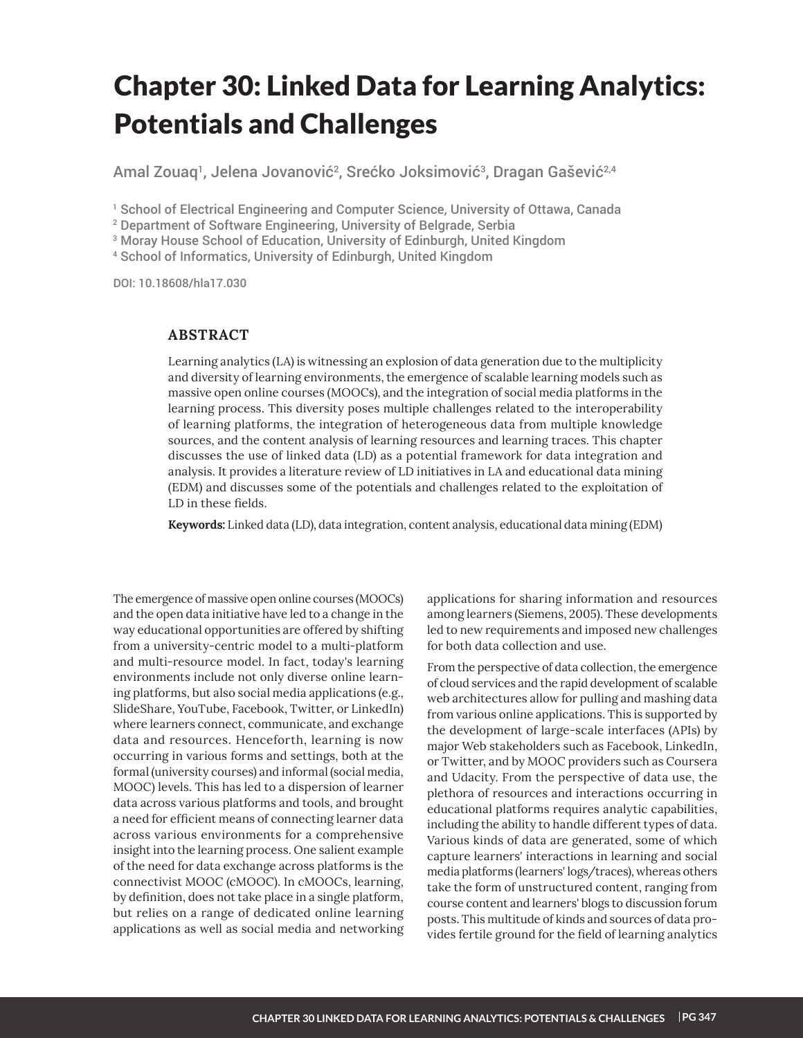# Chapter 30: Linked Data for Learning Analytics: Potentials and Challenges

Amal Zouaq[1], Jelena Jovanović[2], Srećko Joksimović[3], Dragan Gašević[2,4]

[1] School of Electrical Engineering and Computer Science, University of Ottawa, Canada
[2] Department of Software Engineering, University of Belgrade, Serbia
[3] Moray House School of Education, University of Edinburgh, United Kingdom
[4] School of Informatics, University of Edinburgh, United Kingdom

DOI: 10.18608/hla17.030

## ABSTRACT

Learning analytics (LA) is witnessing an explosion of data generation due to the multiplicity and diversity of learning environments, the emergence of scalable learning models such as massive open online courses (MOOCs), and the integration of social media platforms in the learning process. This diversity poses multiple challenges related to the interoperability of learning platforms, the integration of heterogeneous data from multiple knowledge sources, and the content analysis of learning resources and learning traces. This chapter discusses the use of linked data (LD) as a potential framework for data integration and analysis. It provides a literature review of LD initiatives in LA and educational data mining (EDM) and discusses some of the potentials and challenges related to the exploitation of LD in these fields.

**Keywords:** Linked data (LD), data integration, content analysis, educational data mining (EDM)

The emergence of massive open online courses (MOOCs) and the open data initiative have led to a change in the way educational opportunities are offered by shifting from a university-centric model to a multi-platform and multi-resource model. In fact, today's learning environments include not only diverse online learning platforms, but also social media applications (e.g., SlideShare, YouTube, Facebook, Twitter, or LinkedIn) where learners connect, communicate, and exchange data and resources. Henceforth, learning is now occurring in various forms and settings, both at the formal (university courses) and informal (social media, MOOC) levels. This has led to a dispersion of learner data across various platforms and tools, and brought a need for efficient means of connecting learner data across various environments for a comprehensive insight into the learning process. One salient example of the need for data exchange across platforms is the connectivist MOOC (cMOOC). In cMOOCs, learning, by definition, does not take place in a single platform, but relies on a range of dedicated online learning applications as well as social media and networking applications for sharing information and resources among learners (Siemens, 2005). These developments led to new requirements and imposed new challenges for both data collection and use.

From the perspective of data collection, the emergence of cloud services and the rapid development of scalable web architectures allow for pulling and mashing data from various online applications. This is supported by the development of large-scale interfaces (APIs) by major Web stakeholders such as Facebook, LinkedIn, or Twitter, and by MOOC providers such as Coursera and Udacity. From the perspective of data use, the plethora of resources and interactions occurring in educational platforms requires analytic capabilities, including the ability to handle different types of data. Various kinds of data are generated, some of which capture learners' interactions in learning and social media platforms (learners' logs/traces), whereas others take the form of unstructured content, ranging from course content and learners' blogs to discussion forum posts. This multitude of kinds and sources of data provides fertile ground for the field of learning analytics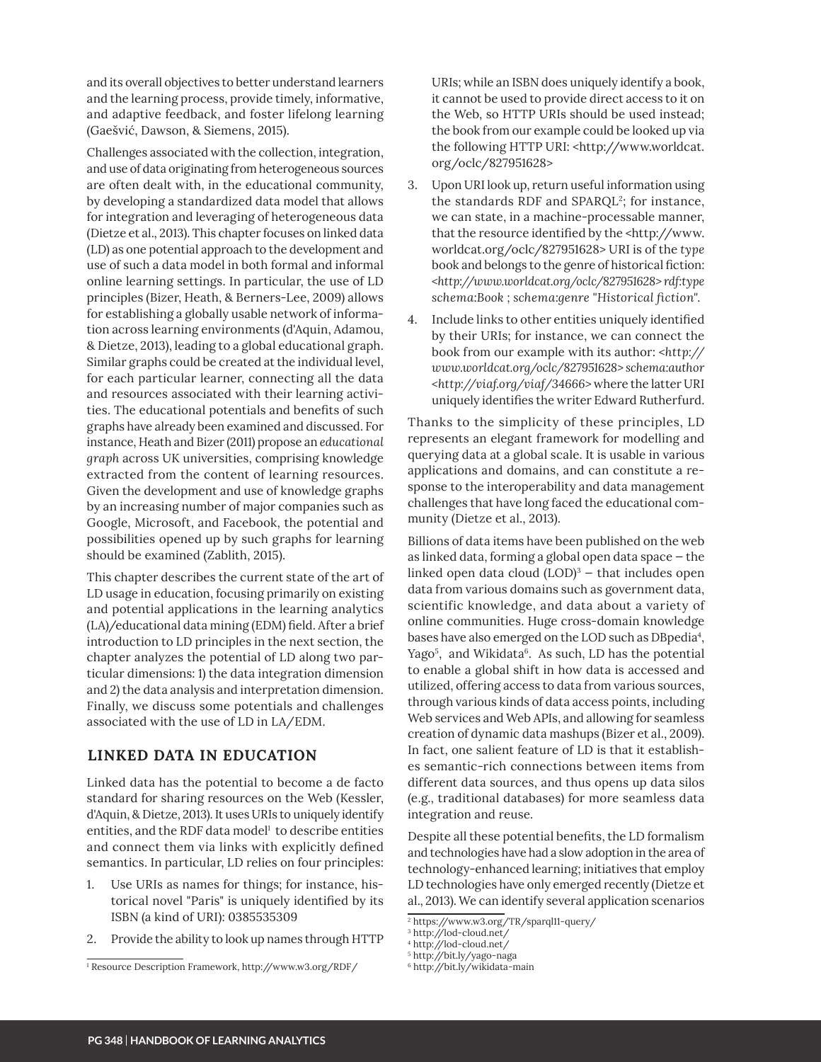and its overall objectives to better understand learners and the learning process, provide timely, informative, and adaptive feedback, and foster lifelong learning (Gaešvić, Dawson, & Siemens, 2015).

Challenges associated with the collection, integration, and use of data originating from heterogeneous sources are often dealt with, in the educational community, by developing a standardized data model that allows for integration and leveraging of heterogeneous data (Dietze et al., 2013). This chapter focuses on linked data (LD) as one potential approach to the development and use of such a data model in both formal and informal online learning settings. In particular, the use of LD principles (Bizer, Heath, & Berners-Lee, 2009) allows for establishing a globally usable network of information across learning environments (d'Aquin, Adamou, & Dietze, 2013), leading to a global educational graph. Similar graphs could be created at the individual level, for each particular learner, connecting all the data and resources associated with their learning activities. The educational potentials and benefits of such graphs have already been examined and discussed. For instance, Heath and Bizer (2011) propose an *educational graph* across UK universities, comprising knowledge extracted from the content of learning resources. Given the development and use of knowledge graphs by an increasing number of major companies such as Google, Microsoft, and Facebook, the potential and possibilities opened up by such graphs for learning should be examined (Zablith, 2015).

This chapter describes the current state of the art of LD usage in education, focusing primarily on existing and potential applications in the learning analytics (LA)/educational data mining (EDM) field. After a brief introduction to LD principles in the next section, the chapter analyzes the potential of LD along two particular dimensions: 1) the data integration dimension and 2) the data analysis and interpretation dimension. Finally, we discuss some potentials and challenges associated with the use of LD in LA/EDM.

## LINKED DATA IN EDUCATION

Linked data has the potential to become a de facto standard for sharing resources on the Web (Kessler, d'Aquin, & Dietze, 2013). It uses URIs to uniquely identify entities, and the RDF data model[1] to describe entities and connect them via links with explicitly defined semantics. In particular, LD relies on four principles:

1. Use URIs as names for things; for instance, historical novel "Paris" is uniquely identified by its ISBN (a kind of URI): 0385535309
2. Provide the ability to look up names through HTTP URIs; while an ISBN does uniquely identify a book, it cannot be used to provide direct access to it on the Web, so HTTP URIs should be used instead; the book from our example could be looked up via the following HTTP URI: <http://www.worldcat.org/oclc/827951628>
3. Upon URI look up, return useful information using the standards RDF and SPARQL[2]; for instance, we can state, in a machine-processable manner, that the resource identified by the <http://www.worldcat.org/oclc/827951628> URI is of the *type* book and belongs to the genre of historical fiction: *<http://www.worldcat.org/oclc/827951628> rdf:type schema:Book ; schema:genre "Historical fiction".*
4. Include links to other entities uniquely identified by their URIs; for instance, we can connect the book from our example with its author: *<http://www.worldcat.org/oclc/827951628> schema:author <http://viaf.org/viaf/34666>* where the latter URI uniquely identifies the writer Edward Rutherfurd.

Thanks to the simplicity of these principles, LD represents an elegant framework for modelling and querying data at a global scale. It is usable in various applications and domains, and can constitute a response to the interoperability and data management challenges that have long faced the educational community (Dietze et al., 2013).

Billions of data items have been published on the web as linked data, forming a global open data space — the linked open data cloud (LOD)[3] — that includes open data from various domains such as government data, scientific knowledge, and data about a variety of online communities. Huge cross-domain knowledge bases have also emerged on the LOD such as DBpedia[4], Yago[5], and Wikidata[6]. As such, LD has the potential to enable a global shift in how data is accessed and utilized, offering access to data from various sources, through various kinds of data access points, including Web services and Web APIs, and allowing for seamless creation of dynamic data mashups (Bizer et al., 2009). In fact, one salient feature of LD is that it establishes semantic-rich connections between items from different data sources, and thus opens up data silos (e.g., traditional databases) for more seamless data integration and reuse.

Despite all these potential benefits, the LD formalism and technologies have had a slow adoption in the area of technology-enhanced learning; initiatives that employ LD technologies have only emerged recently (Dietze et al., 2013). We can identify several application scenarios

[1] Resource Description Framework, http://www.w3.org/RDF/

[2] https://www.w3.org/TR/sparql11-query/

[3] http://lod-cloud.net/

[4] http://lod-cloud.net/

[5] http://bit.ly/yago-naga

[6] http://bit.ly/wikidata-main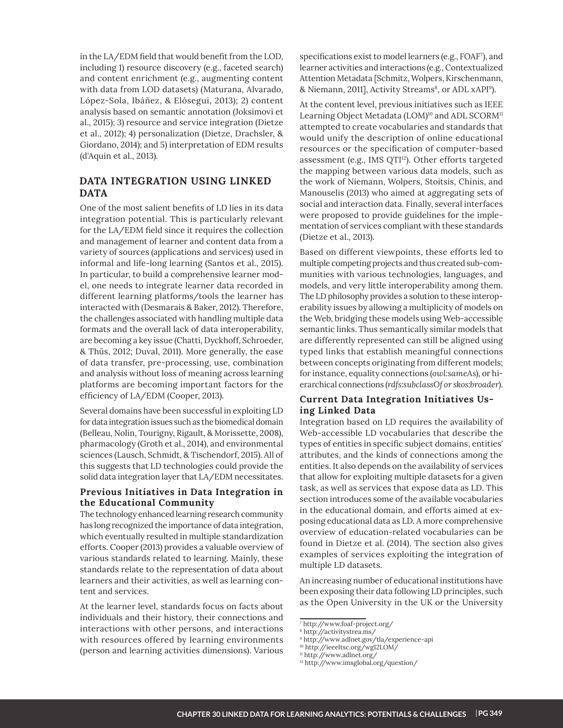in the LA/EDM field that would benefit from the LOD, including 1) resource discovery (e.g., faceted search) and content enrichment (e.g., augmenting content with data from LOD datasets) (Maturana, Alvarado, López-Sola, Ibáñez, & Elósegui, 2013); 2) content analysis based on semantic annotation (Joksimovi et al., 2015); 3) resource and service integration (Dietze et al., 2012); 4) personalization (Dietze, Drachsler, & Giordano, 2014); and 5) interpretation of EDM results (d'Aquin et al., 2013).

## DATA INTEGRATION USING LINKED DATA

One of the most salient benefits of LD lies in its data integration potential. This is particularly relevant for the LA/EDM field since it requires the collection and management of learner and content data from a variety of sources (applications and services) used in informal and life-long learning (Santos et al., 2015). In particular, to build a comprehensive learner model, one needs to integrate learner data recorded in different learning platforms/tools the learner has interacted with (Desmarais & Baker, 2012). Therefore, the challenges associated with handling multiple data formats and the overall lack of data interoperability, are becoming a key issue (Chatti, Dyckhoff, Schroeder, & Thüs, 2012; Duval, 2011). More generally, the ease of data transfer, pre-processing, use, combination and analysis without loss of meaning across learning platforms are becoming important factors for the efficiency of LA/EDM (Cooper, 2013).

Several domains have been successful in exploiting LD for data integration issues such as the biomedical domain (Belleau, Nolin, Tourigny, Rigault, & Morissette, 2008), pharmacology (Groth et al., 2014), and environmental sciences (Lausch, Schmidt, & Tischendorf, 2015). All of this suggests that LD technologies could provide the solid data integration layer that LA/EDM necessitates.

### Previous Initiatives in Data Integration in the Educational Community

The technology enhanced learning research community has long recognized the importance of data integration, which eventually resulted in multiple standardization efforts. Cooper (2013) provides a valuable overview of various standards related to learning. Mainly, these standards relate to the representation of data about learners and their activities, as well as learning content and services.

At the learner level, standards focus on facts about individuals and their history, their connections and interactions with other persons, and interactions with resources offered by learning environments (person and learning activities dimensions). Various specifications exist to model learners (e.g., FOAF[7]), and learner activities and interactions (e.g., Contextualized Attention Metadata [Schmitz, Wolpers, Kirschenmann, & Niemann, 2011], Activity Streams[8], or ADL xAPI[9]).

At the content level, previous initiatives such as IEEE Learning Object Metadata (LOM)[10] and ADL SCORM[11] attempted to create vocabularies and standards that would unify the description of online educational resources or the specification of computer-based assessment (e.g., IMS QTI[12]). Other efforts targeted the mapping between various data models, such as the work of Niemann, Wolpers, Stoitsis, Chinis, and Manouselis (2013) who aimed at aggregating sets of social and interaction data. Finally, several interfaces were proposed to provide guidelines for the implementation of services compliant with these standards (Dietze et al., 2013).

Based on different viewpoints, these efforts led to multiple competing projects and thus created sub-communities with various technologies, languages, and models, and very little interoperability among them. The LD philosophy provides a solution to these interoperability issues by allowing a multiplicity of models on the Web, bridging these models using Web-accessible semantic links. Thus semantically similar models that are differently represented can still be aligned using typed links that establish meaningful connections between concepts originating from different models; for instance, equality connections (*owl:sameAs*), or hierarchical connections (*rdfs:subclassOf or skos:broader*).

### Current Data Integration Initiatives Using Linked Data

Integration based on LD requires the availability of Web-accessible LD vocabularies that describe the types of entities in specific subject domains, entities' attributes, and the kinds of connections among the entities. It also depends on the availability of services that allow for exploiting multiple datasets for a given task, as well as services that expose data as LD. This section introduces some of the available vocabularies in the educational domain, and efforts aimed at exposing educational data as LD. A more comprehensive overview of education-related vocabularies can be found in Dietze et al. (2014). The section also gives examples of services exploiting the integration of multiple LD datasets.

An increasing number of educational institutions have been exposing their data following LD principles, such as the Open University in the UK or the University

[7] http://www.foaf-project.org/
[8] http://activitystrea.ms/
[9] http://www.adlnet.gov/tla/experience-api
[10] http://ieeeltsc.org/wg12LOM/
[11] http://www.adlnet.org/
[12] http://www.imsglobal.org/question/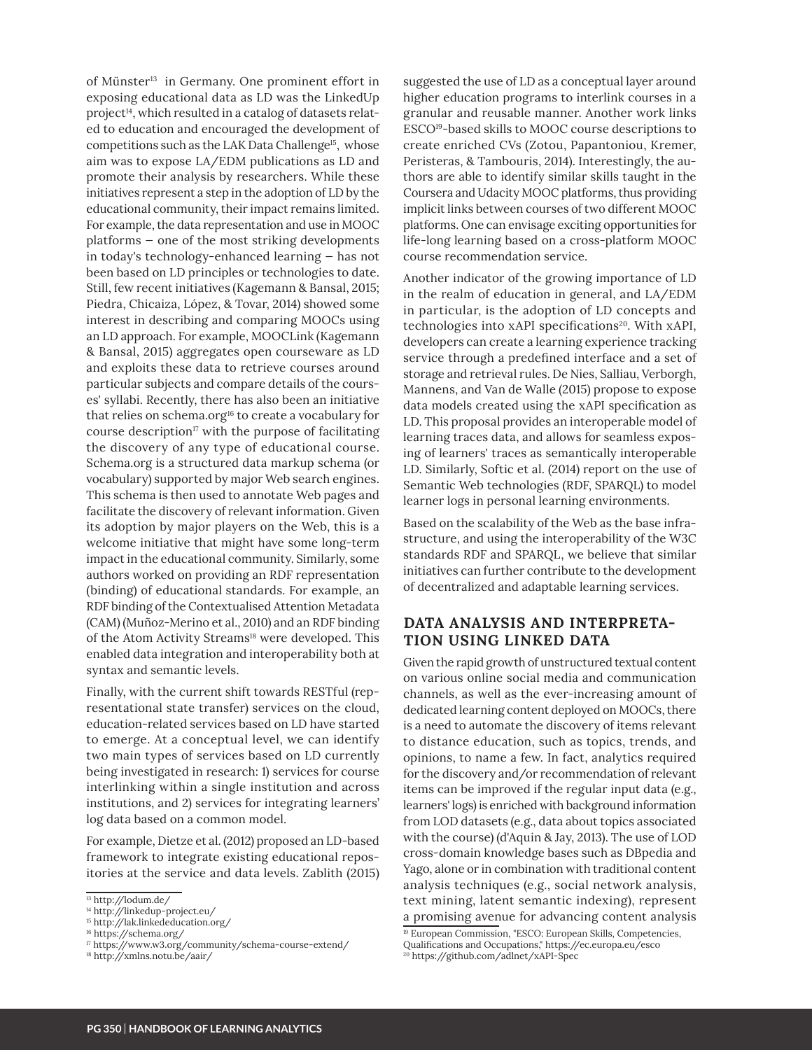of Münster[13] in Germany. One prominent effort in exposing educational data as LD was the LinkedUp project[14], which resulted in a catalog of datasets related to education and encouraged the development of competitions such as the LAK Data Challenge[15], whose aim was to expose LA/EDM publications as LD and promote their analysis by researchers. While these initiatives represent a step in the adoption of LD by the educational community, their impact remains limited. For example, the data representation and use in MOOC platforms — one of the most striking developments in today's technology-enhanced learning — has not been based on LD principles or technologies to date. Still, few recent initiatives (Kagemann & Bansal, 2015; Piedra, Chicaiza, López, & Tovar, 2014) showed some interest in describing and comparing MOOCs using an LD approach. For example, MOOCLink (Kagemann & Bansal, 2015) aggregates open courseware as LD and exploits these data to retrieve courses around particular subjects and compare details of the courses' syllabi. Recently, there has also been an initiative that relies on schema.org[16] to create a vocabulary for course description[17] with the purpose of facilitating the discovery of any type of educational course. Schema.org is a structured data markup schema (or vocabulary) supported by major Web search engines. This schema is then used to annotate Web pages and facilitate the discovery of relevant information. Given its adoption by major players on the Web, this is a welcome initiative that might have some long-term impact in the educational community. Similarly, some authors worked on providing an RDF representation (binding) of educational standards. For example, an RDF binding of the Contextualised Attention Metadata (CAM) (Muñoz-Merino et al., 2010) and an RDF binding of the Atom Activity Streams[18] were developed. This enabled data integration and interoperability both at syntax and semantic levels.

Finally, with the current shift towards RESTful (representational state transfer) services on the cloud, education-related services based on LD have started to emerge. At a conceptual level, we can identify two main types of services based on LD currently being investigated in research: 1) services for course interlinking within a single institution and across institutions, and 2) services for integrating learners' log data based on a common model.

For example, Dietze et al. (2012) proposed an LD-based framework to integrate existing educational repositories at the service and data levels. Zablith (2015) suggested the use of LD as a conceptual layer around higher education programs to interlink courses in a granular and reusable manner. Another work links ESCO[19]-based skills to MOOC course descriptions to create enriched CVs (Zotou, Papantoniou, Kremer, Peristeras, & Tambouris, 2014). Interestingly, the authors are able to identify similar skills taught in the Coursera and Udacity MOOC platforms, thus providing implicit links between courses of two different MOOC platforms. One can envisage exciting opportunities for life-long learning based on a cross-platform MOOC course recommendation service.

Another indicator of the growing importance of LD in the realm of education in general, and LA/EDM in particular, is the adoption of LD concepts and technologies into xAPI specifications[20]. With xAPI, developers can create a learning experience tracking service through a predefined interface and a set of storage and retrieval rules. De Nies, Salliau, Verborgh, Mannens, and Van de Walle (2015) propose to expose data models created using the xAPI specification as LD. This proposal provides an interoperable model of learning traces data, and allows for seamless exposing of learners' traces as semantically interoperable LD. Similarly, Softic et al. (2014) report on the use of Semantic Web technologies (RDF, SPARQL) to model learner logs in personal learning environments.

Based on the scalability of the Web as the base infrastructure, and using the interoperability of the W3C standards RDF and SPARQL, we believe that similar initiatives can further contribute to the development of decentralized and adaptable learning services.

## DATA ANALYSIS AND INTERPRETATION USING LINKED DATA

Given the rapid growth of unstructured textual content on various online social media and communication channels, as well as the ever-increasing amount of dedicated learning content deployed on MOOCs, there is a need to automate the discovery of items relevant to distance education, such as topics, trends, and opinions, to name a few. In fact, analytics required for the discovery and/or recommendation of relevant items can be improved if the regular input data (e.g., learners' logs) is enriched with background information from LOD datasets (e.g., data about topics associated with the course) (d'Aquin & Jay, 2013). The use of LOD cross-domain knowledge bases such as DBpedia and Yago, alone or in combination with traditional content analysis techniques (e.g., social network analysis, text mining, latent semantic indexing), represent a promising avenue for advancing content analysis

[13] http://lodum.de/
[14] http://linkedup-project.eu/
[15] http://lak.linkededucation.org/
[16] https://schema.org/
[17] https://www.w3.org/community/schema-course-extend/
[18] http://xmlns.notu.be/aair/
[19] European Commission, "ESCO: European Skills, Competencies, Qualifications and Occupations," https://ec.europa.eu/esco
[20] https://github.com/adlnet/xAPI-Spec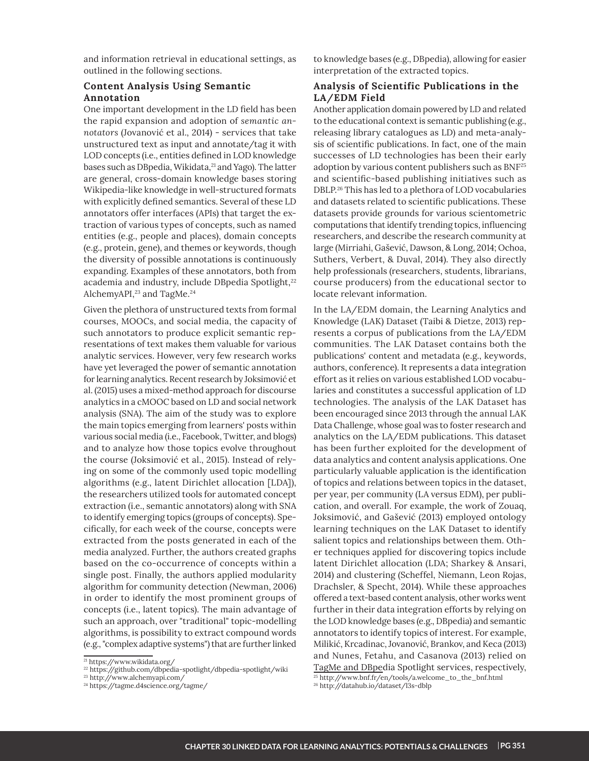and information retrieval in educational settings, as outlined in the following sections.

### Content Analysis Using Semantic Annotation

One important development in the LD field has been the rapid expansion and adoption of *semantic annotators* (Jovanović et al., 2014) - services that take unstructured text as input and annotate/tag it with LOD concepts (i.e., entities defined in LOD knowledge bases such as DBpedia, Wikidata,[21] and Yago). The latter are general, cross-domain knowledge bases storing Wikipedia-like knowledge in well-structured formats with explicitly defined semantics. Several of these LD annotators offer interfaces (APIs) that target the extraction of various types of concepts, such as named entities (e.g., people and places), domain concepts (e.g., protein, gene), and themes or keywords, though the diversity of possible annotations is continuously expanding. Examples of these annotators, both from academia and industry, include DBpedia Spotlight,[22] AlchemyAPI,[23] and TagMe.[24]

Given the plethora of unstructured texts from formal courses, MOOCs, and social media, the capacity of such annotators to produce explicit semantic representations of text makes them valuable for various analytic services. However, very few research works have yet leveraged the power of semantic annotation for learning analytics. Recent research by Joksimović et al. (2015) uses a mixed-method approach for discourse analytics in a cMOOC based on LD and social network analysis (SNA). The aim of the study was to explore the main topics emerging from learners' posts within various social media (i.e., Facebook, Twitter, and blogs) and to analyze how those topics evolve throughout the course (Joksimović et al., 2015). Instead of relying on some of the commonly used topic modelling algorithms (e.g., latent Dirichlet allocation [LDA]), the researchers utilized tools for automated concept extraction (i.e., semantic annotators) along with SNA to identify emerging topics (groups of concepts). Specifically, for each week of the course, concepts were extracted from the posts generated in each of the media analyzed. Further, the authors created graphs based on the co-occurrence of concepts within a single post. Finally, the authors applied modularity algorithm for community detection (Newman, 2006) in order to identify the most prominent groups of concepts (i.e., latent topics). The main advantage of such an approach, over "traditional" topic-modelling algorithms, is possibility to extract compound words (e.g., "complex adaptive systems") that are further linked to knowledge bases (e.g., DBpedia), allowing for easier interpretation of the extracted topics.

### Analysis of Scientific Publications in the LA/EDM Field

Another application domain powered by LD and related to the educational context is semantic publishing (e.g., releasing library catalogues as LD) and meta-analysis of scientific publications. In fact, one of the main successes of LD technologies has been their early adoption by various content publishers such as BNF[25] and scientific-based publishing initiatives such as DBLP.[26] This has led to a plethora of LOD vocabularies and datasets related to scientific publications. These datasets provide grounds for various scientometric computations that identify trending topics, influencing researchers, and describe the research community at large (Mirriahi, Gašević, Dawson, & Long, 2014; Ochoa, Suthers, Verbert, & Duval, 2014). They also directly help professionals (researchers, students, librarians, course producers) from the educational sector to locate relevant information.

In the LA/EDM domain, the Learning Analytics and Knowledge (LAK) Dataset (Taibi & Dietze, 2013) represents a corpus of publications from the LA/EDM communities. The LAK Dataset contains both the publications' content and metadata (e.g., keywords, authors, conference). It represents a data integration effort as it relies on various established LOD vocabularies and constitutes a successful application of LD technologies. The analysis of the LAK Dataset has been encouraged since 2013 through the annual LAK Data Challenge, whose goal was to foster research and analytics on the LA/EDM publications. This dataset has been further exploited for the development of data analytics and content analysis applications. One particularly valuable application is the identification of topics and relations between topics in the dataset, per year, per community (LA versus EDM), per publication, and overall. For example, the work of Zouaq, Joksimović, and Gašević (2013) employed ontology learning techniques on the LAK Dataset to identify salient topics and relationships between them. Other techniques applied for discovering topics include latent Dirichlet allocation (LDA; Sharkey & Ansari, 2014) and clustering (Scheffel, Niemann, Leon Rojas, Drachsler, & Specht, 2014). While these approaches offered a text-based content analysis, other works went further in their data integration efforts by relying on the LOD knowledge bases (e.g., DBpedia) and semantic annotators to identify topics of interest. For example, Milikić, Krcadinac, Jovanović, Brankov, and Keca (2013) and Nunes, Fetahu, and Casanova (2013) relied on TagMe and DBpedia Spotlight services, respectively,

[21] https://www.wikidata.org/
[22] https://github.com/dbpedia-spotlight/dbpedia-spotlight/wiki
[23] http://www.alchemyapi.com/
[24] https://tagme.d4science.org/tagme/
[25] http://www.bnf.fr/en/tools/a.welcome_to_the_bnf.html
[26] http://datahub.io/dataset/l3s-dblp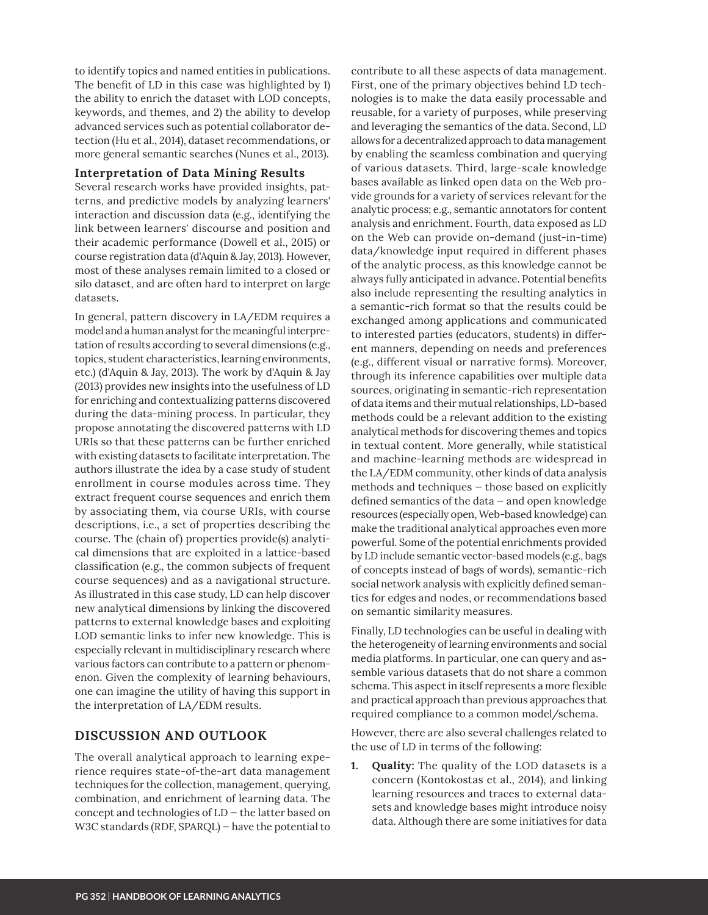to identify topics and named entities in publications. The benefit of LD in this case was highlighted by 1) the ability to enrich the dataset with LOD concepts, keywords, and themes, and 2) the ability to develop advanced services such as potential collaborator detection (Hu et al., 2014), dataset recommendations, or more general semantic searches (Nunes et al., 2013).

### Interpretation of Data Mining Results

Several research works have provided insights, patterns, and predictive models by analyzing learners' interaction and discussion data (e.g., identifying the link between learners' discourse and position and their academic performance (Dowell et al., 2015) or course registration data (d'Aquin & Jay, 2013). However, most of these analyses remain limited to a closed or silo dataset, and are often hard to interpret on large datasets.

In general, pattern discovery in LA/EDM requires a model and a human analyst for the meaningful interpretation of results according to several dimensions (e.g., topics, student characteristics, learning environments, etc.) (d'Aquin & Jay, 2013). The work by d'Aquin & Jay (2013) provides new insights into the usefulness of LD for enriching and contextualizing patterns discovered during the data-mining process. In particular, they propose annotating the discovered patterns with LD URIs so that these patterns can be further enriched with existing datasets to facilitate interpretation. The authors illustrate the idea by a case study of student enrollment in course modules across time. They extract frequent course sequences and enrich them by associating them, via course URIs, with course descriptions, i.e., a set of properties describing the course. The (chain of) properties provide(s) analytical dimensions that are exploited in a lattice-based classification (e.g., the common subjects of frequent course sequences) and as a navigational structure. As illustrated in this case study, LD can help discover new analytical dimensions by linking the discovered patterns to external knowledge bases and exploiting LOD semantic links to infer new knowledge. This is especially relevant in multidisciplinary research where various factors can contribute to a pattern or phenomenon. Given the complexity of learning behaviours, one can imagine the utility of having this support in the interpretation of LA/EDM results.

## DISCUSSION AND OUTLOOK

The overall analytical approach to learning experience requires state-of-the-art data management techniques for the collection, management, querying, combination, and enrichment of learning data. The concept and technologies of LD — the latter based on W3C standards (RDF, SPARQL) — have the potential to contribute to all these aspects of data management. First, one of the primary objectives behind LD technologies is to make the data easily processable and reusable, for a variety of purposes, while preserving and leveraging the semantics of the data. Second, LD allows for a decentralized approach to data management by enabling the seamless combination and querying of various datasets. Third, large-scale knowledge bases available as linked open data on the Web provide grounds for a variety of services relevant for the analytic process; e.g., semantic annotators for content analysis and enrichment. Fourth, data exposed as LD on the Web can provide on-demand (just-in-time) data/knowledge input required in different phases of the analytic process, as this knowledge cannot be always fully anticipated in advance. Potential benefits also include representing the resulting analytics in a semantic-rich format so that the results could be exchanged among applications and communicated to interested parties (educators, students) in different manners, depending on needs and preferences (e.g., different visual or narrative forms). Moreover, through its inference capabilities over multiple data sources, originating in semantic-rich representation of data items and their mutual relationships, LD-based methods could be a relevant addition to the existing analytical methods for discovering themes and topics in textual content. More generally, while statistical and machine-learning methods are widespread in the LA/EDM community, other kinds of data analysis methods and techniques — those based on explicitly defined semantics of the data — and open knowledge resources (especially open, Web-based knowledge) can make the traditional analytical approaches even more powerful. Some of the potential enrichments provided by LD include semantic vector-based models (e.g., bags of concepts instead of bags of words), semantic-rich social network analysis with explicitly defined semantics for edges and nodes, or recommendations based on semantic similarity measures.

Finally, LD technologies can be useful in dealing with the heterogeneity of learning environments and social media platforms. In particular, one can query and assemble various datasets that do not share a common schema. This aspect in itself represents a more flexible and practical approach than previous approaches that required compliance to a common model/schema.

However, there are also several challenges related to the use of LD in terms of the following:

1. **Quality:** The quality of the LOD datasets is a concern (Kontokostas et al., 2014), and linking learning resources and traces to external datasets and knowledge bases might introduce noisy data. Although there are some initiatives for data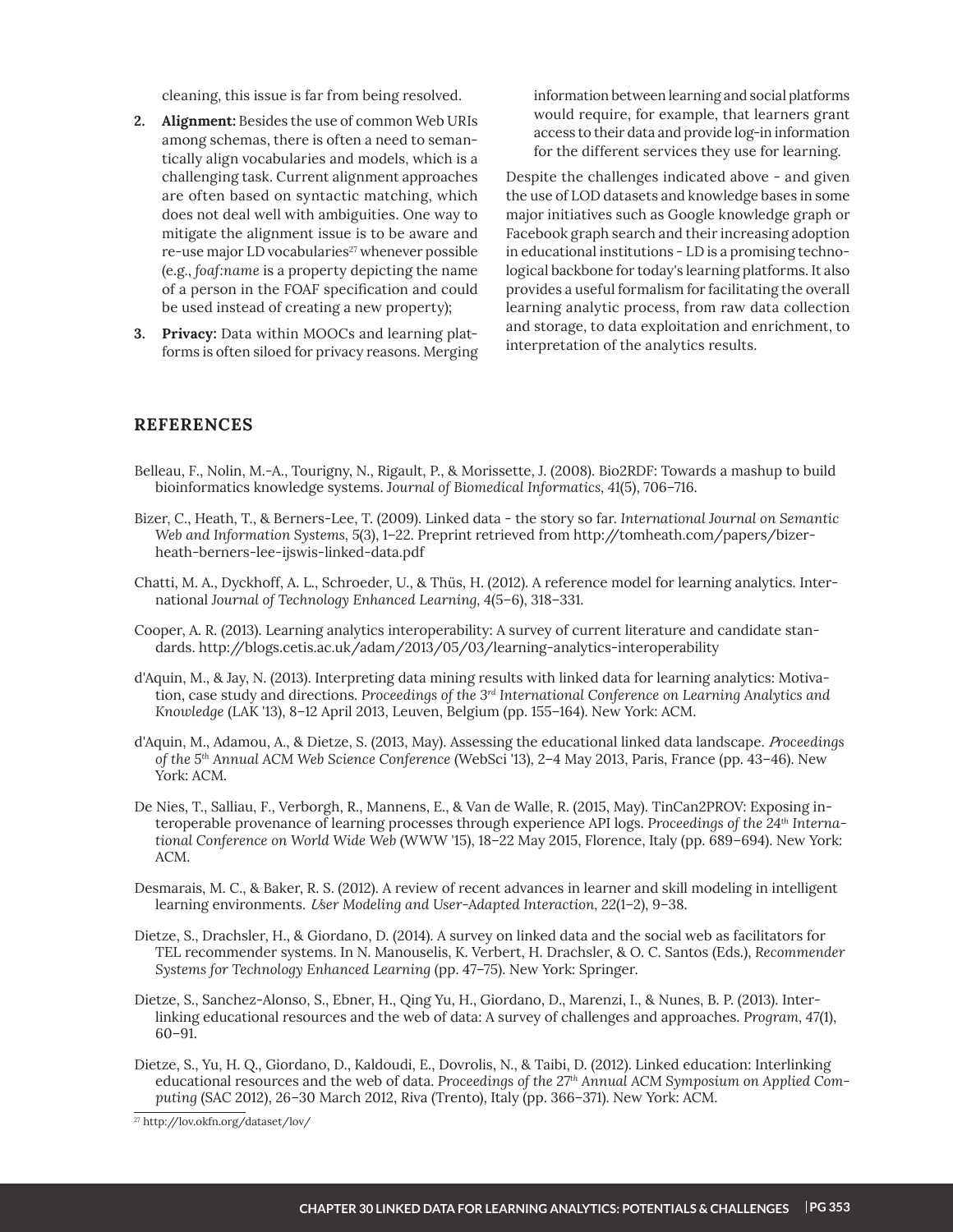cleaning, this issue is far from being resolved.

2. **Alignment:** Besides the use of common Web URIs among schemas, there is often a need to semantically align vocabularies and models, which is a challenging task. Current alignment approaches are often based on syntactic matching, which does not deal well with ambiguities. One way to mitigate the alignment issue is to be aware and re-use major LD vocabularies[27] whenever possible (e.g., *foaf:name* is a property depicting the name of a person in the FOAF specification and could be used instead of creating a new property);
3. **Privacy:** Data within MOOCs and learning platforms is often siloed for privacy reasons. Merging information between learning and social platforms would require, for example, that learners grant access to their data and provide log-in information for the different services they use for learning.

Despite the challenges indicated above - and given the use of LOD datasets and knowledge bases in some major initiatives such as Google knowledge graph or Facebook graph search and their increasing adoption in educational institutions - LD is a promising technological backbone for today's learning platforms. It also provides a useful formalism for facilitating the overall learning analytic process, from raw data collection and storage, to data exploitation and enrichment, to interpretation of the analytics results.

## REFERENCES

Belleau, F., Nolin, M.-A., Tourigny, N., Rigault, P., & Morissette, J. (2008). Bio2RDF: Towards a mashup to build bioinformatics knowledge systems. *Journal of Biomedical Informatics, 41*(5), 706–716.

Bizer, C., Heath, T., & Berners-Lee, T. (2009). Linked data - the story so far. *International Journal on Semantic Web and Information Systems, 5*(3), 1–22. Preprint retrieved from http://tomheath.com/papers/bizer-heath-berners-lee-ijswis-linked-data.pdf

Chatti, M. A., Dyckhoff, A. L., Schroeder, U., & Thüs, H. (2012). A reference model for learning analytics. International *Journal of Technology Enhanced Learning, 4*(5–6), 318–331.

Cooper, A. R. (2013). Learning analytics interoperability: A survey of current literature and candidate standards. http://blogs.cetis.ac.uk/adam/2013/05/03/learning-analytics-interoperability

d'Aquin, M., & Jay, N. (2013). Interpreting data mining results with linked data for learning analytics: Motivation, case study and directions. *Proceedings of the 3rd International Conference on Learning Analytics and Knowledge* (LAK '13), 8–12 April 2013, Leuven, Belgium (pp. 155–164). New York: ACM.

d'Aquin, M., Adamou, A., & Dietze, S. (2013, May). Assessing the educational linked data landscape. *Proceedings of the 5th Annual ACM Web Science Conference* (WebSci '13), 2–4 May 2013, Paris, France (pp. 43–46). New York: ACM.

De Nies, T., Salliau, F., Verborgh, R., Mannens, E., & Van de Walle, R. (2015, May). TinCan2PROV: Exposing interoperable provenance of learning processes through experience API logs. *Proceedings of the 24th International Conference on World Wide Web* (WWW '15), 18–22 May 2015, Florence, Italy (pp. 689–694). New York: ACM.

Desmarais, M. C., & Baker, R. S. (2012). A review of recent advances in learner and skill modeling in intelligent learning environments. *User Modeling and User-Adapted Interaction, 22*(1–2), 9–38.

Dietze, S., Drachsler, H., & Giordano, D. (2014). A survey on linked data and the social web as facilitators for TEL recommender systems. In N. Manouselis, K. Verbert, H. Drachsler, & O. C. Santos (Eds.), *Recommender Systems for Technology Enhanced Learning* (pp. 47–75). New York: Springer.

Dietze, S., Sanchez-Alonso, S., Ebner, H., Qing Yu, H., Giordano, D., Marenzi, I., & Nunes, B. P. (2013). Interlinking educational resources and the web of data: A survey of challenges and approaches. *Program, 47*(1), 60–91.

Dietze, S., Yu, H. Q., Giordano, D., Kaldoudi, E., Dovrolis, N., & Taibi, D. (2012). Linked education: Interlinking educational resources and the web of data. *Proceedings of the 27th Annual ACM Symposium on Applied Computing* (SAC 2012), 26–30 March 2012, Riva (Trento), Italy (pp. 366–371). New York: ACM.

[27] http://lov.okfn.org/dataset/lov/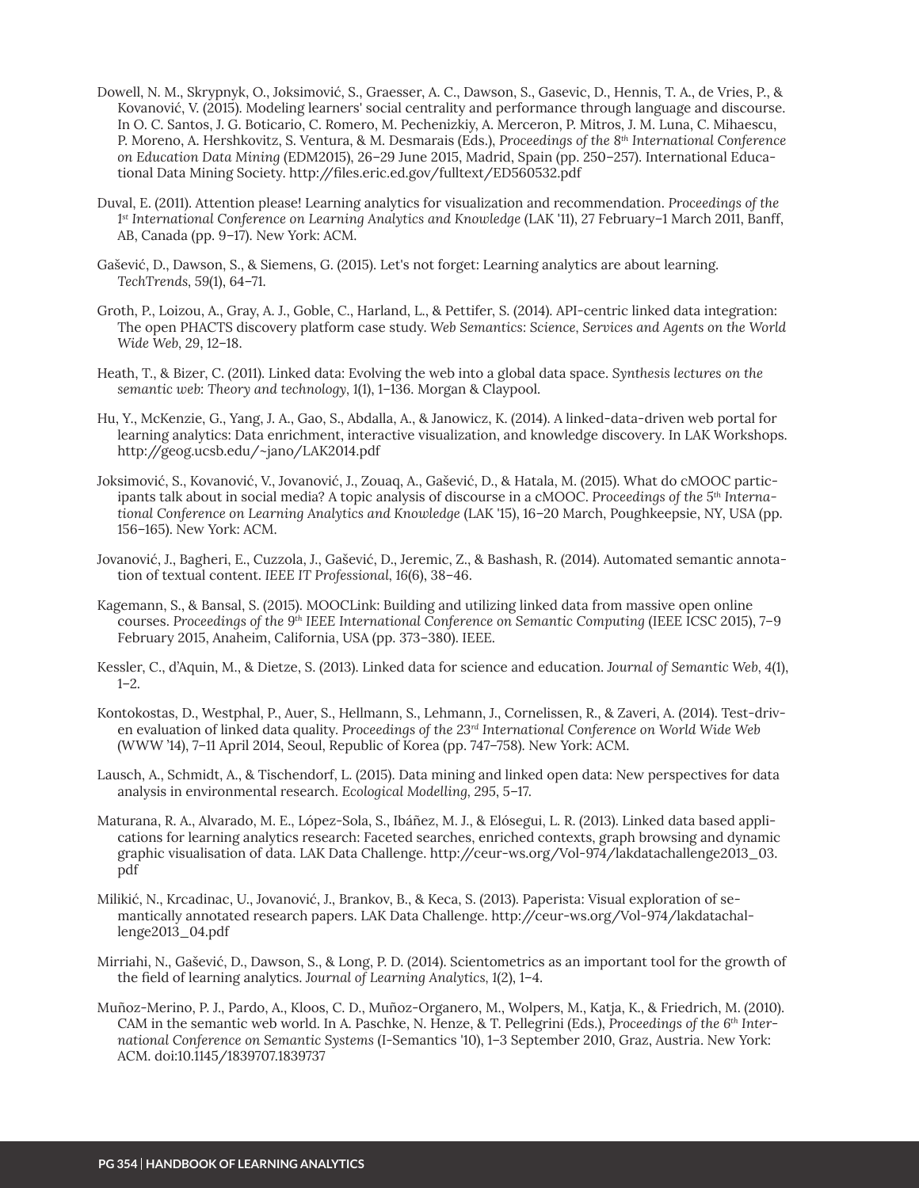Dowell, N. M., Skrypnyk, O., Joksimović, S., Graesser, A. C., Dawson, S., Gasevic, D., Hennis, T. A., de Vries, P., & Kovanović, V. (2015). Modeling learners' social centrality and performance through language and discourse. In O. C. Santos, J. G. Boticario, C. Romero, M. Pechenizkiy, A. Merceron, P. Mitros, J. M. Luna, C. Mihaescu, P. Moreno, A. Hershkovitz, S. Ventura, & M. Desmarais (Eds.), *Proceedings of the 8th International Conference on Education Data Mining* (EDM2015), 26–29 June 2015, Madrid, Spain (pp. 250–257). International Educational Data Mining Society. http://files.eric.ed.gov/fulltext/ED560532.pdf

Duval, E. (2011). Attention please! Learning analytics for visualization and recommendation. *Proceedings of the 1st International Conference on Learning Analytics and Knowledge* (LAK '11), 27 February–1 March 2011, Banff, AB, Canada (pp. 9–17). New York: ACM.

Gašević, D., Dawson, S., & Siemens, G. (2015). Let's not forget: Learning analytics are about learning. *TechTrends*, 59(1), 64–71.

Groth, P., Loizou, A., Gray, A. J., Goble, C., Harland, L., & Pettifer, S. (2014). API-centric linked data integration: The open PHACTS discovery platform case study. *Web Semantics: Science, Services and Agents on the World Wide Web*, 29, 12–18.

Heath, T., & Bizer, C. (2011). Linked data: Evolving the web into a global data space. *Synthesis lectures on the semantic web: Theory and technology*, 1(1), 1–136. Morgan & Claypool.

Hu, Y., McKenzie, G., Yang, J. A., Gao, S., Abdalla, A., & Janowicz, K. (2014). A linked-data-driven web portal for learning analytics: Data enrichment, interactive visualization, and knowledge discovery. In LAK Workshops. http://geog.ucsb.edu/~jano/LAK2014.pdf

Joksimović, S., Kovanović, V., Jovanović, J., Zouaq, A., Gašević, D., & Hatala, M. (2015). What do cMOOC participants talk about in social media? A topic analysis of discourse in a cMOOC. *Proceedings of the 5th International Conference on Learning Analytics and Knowledge* (LAK '15), 16–20 March, Poughkeepsie, NY, USA (pp. 156–165). New York: ACM.

Jovanović, J., Bagheri, E., Cuzzola, J., Gašević, D., Jeremic, Z., & Bashash, R. (2014). Automated semantic annotation of textual content. *IEEE IT Professional*, 16(6), 38–46.

Kagemann, S., & Bansal, S. (2015). MOOCLink: Building and utilizing linked data from massive open online courses. *Proceedings of the 9th IEEE International Conference on Semantic Computing* (IEEE ICSC 2015), 7–9 February 2015, Anaheim, California, USA (pp. 373–380). IEEE.

Kessler, C., d'Aquin, M., & Dietze, S. (2013). Linked data for science and education. *Journal of Semantic Web*, 4(1), 1–2.

Kontokostas, D., Westphal, P., Auer, S., Hellmann, S., Lehmann, J., Cornelissen, R., & Zaveri, A. (2014). Test-driven evaluation of linked data quality. *Proceedings of the 23rd International Conference on World Wide Web* (WWW '14), 7–11 April 2014, Seoul, Republic of Korea (pp. 747–758). New York: ACM.

Lausch, A., Schmidt, A., & Tischendorf, L. (2015). Data mining and linked open data: New perspectives for data analysis in environmental research. *Ecological Modelling*, 295, 5–17.

Maturana, R. A., Alvarado, M. E., López-Sola, S., Ibáñez, M. J., & Elósegui, L. R. (2013). Linked data based applications for learning analytics research: Faceted searches, enriched contexts, graph browsing and dynamic graphic visualisation of data. LAK Data Challenge. http://ceur-ws.org/Vol-974/lakdatachallenge2013_03.pdf

Milikić, N., Krcadinac, U., Jovanović, J., Brankov, B., & Keca, S. (2013). Paperista: Visual exploration of semantically annotated research papers. LAK Data Challenge. http://ceur-ws.org/Vol-974/lakdatachallenge2013_04.pdf

Mirriahi, N., Gašević, D., Dawson, S., & Long, P. D. (2014). Scientometrics as an important tool for the growth of the field of learning analytics. *Journal of Learning Analytics*, 1(2), 1–4.

Muñoz-Merino, P. J., Pardo, A., Kloos, C. D., Muñoz-Organero, M., Wolpers, M., Katja, K., & Friedrich, M. (2010). CAM in the semantic web world. In A. Paschke, N. Henze, & T. Pellegrini (Eds.), *Proceedings of the 6th International Conference on Semantic Systems* (I-Semantics '10), 1–3 September 2010, Graz, Austria. New York: ACM. doi:10.1145/1839707.1839737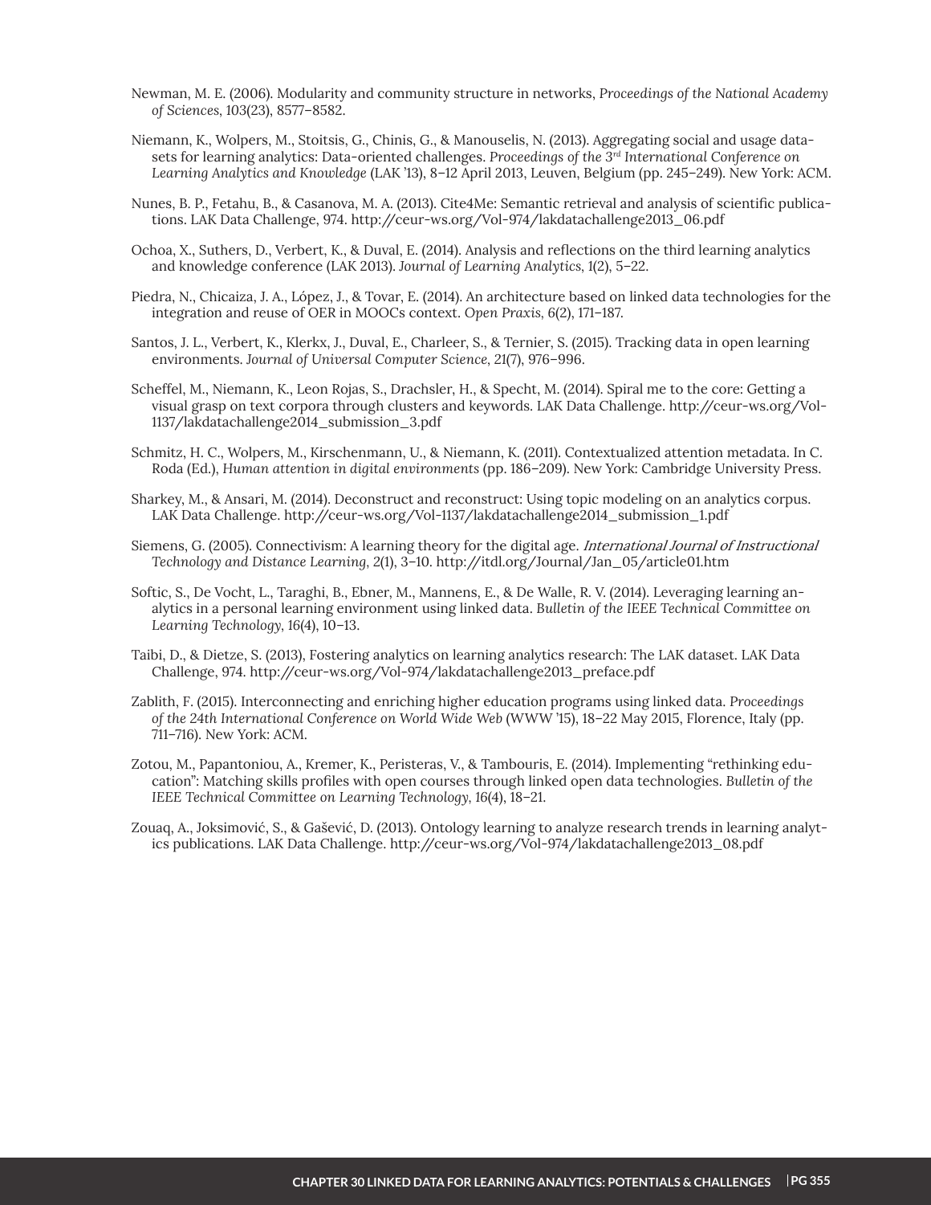Newman, M. E. (2006). Modularity and community structure in networks, *Proceedings of the National Academy of Sciences, 103*(23), 8577–8582.

Niemann, K., Wolpers, M., Stoitsis, G., Chinis, G., & Manouselis, N. (2013). Aggregating social and usage datasets for learning analytics: Data-oriented challenges. *Proceedings of the 3rd International Conference on Learning Analytics and Knowledge* (LAK '13), 8–12 April 2013, Leuven, Belgium (pp. 245–249). New York: ACM.

Nunes, B. P., Fetahu, B., & Casanova, M. A. (2013). Cite4Me: Semantic retrieval and analysis of scientific publications. LAK Data Challenge, 974. http://ceur-ws.org/Vol-974/lakdatachallenge2013_06.pdf

Ochoa, X., Suthers, D., Verbert, K., & Duval, E. (2014). Analysis and reflections on the third learning analytics and knowledge conference (LAK 2013). *Journal of Learning Analytics, 1*(2), 5–22.

Piedra, N., Chicaiza, J. A., López, J., & Tovar, E. (2014). An architecture based on linked data technologies for the integration and reuse of OER in MOOCs context. *Open Praxis, 6*(2), 171–187.

Santos, J. L., Verbert, K., Klerkx, J., Duval, E., Charleer, S., & Ternier, S. (2015). Tracking data in open learning environments. *Journal of Universal Computer Science, 21*(7), 976–996.

Scheffel, M., Niemann, K., Leon Rojas, S., Drachsler, H., & Specht, M. (2014). Spiral me to the core: Getting a visual grasp on text corpora through clusters and keywords. LAK Data Challenge. http://ceur-ws.org/Vol-1137/lakdatachallenge2014_submission_3.pdf

Schmitz, H. C., Wolpers, M., Kirschenmann, U., & Niemann, K. (2011). Contextualized attention metadata. In C. Roda (Ed.), *Human attention in digital environments* (pp. 186–209). New York: Cambridge University Press.

Sharkey, M., & Ansari, M. (2014). Deconstruct and reconstruct: Using topic modeling on an analytics corpus. LAK Data Challenge. http://ceur-ws.org/Vol-1137/lakdatachallenge2014_submission_1.pdf

Siemens, G. (2005). Connectivism: A learning theory for the digital age. *International Journal of Instructional Technology and Distance Learning, 2*(1), 3–10. http://itdl.org/Journal/Jan_05/article01.htm

Softic, S., De Vocht, L., Taraghi, B., Ebner, M., Mannens, E., & De Walle, R. V. (2014). Leveraging learning analytics in a personal learning environment using linked data. *Bulletin of the IEEE Technical Committee on Learning Technology, 16*(4), 10–13.

Taibi, D., & Dietze, S. (2013), Fostering analytics on learning analytics research: The LAK dataset. LAK Data Challenge, 974. http://ceur-ws.org/Vol-974/lakdatachallenge2013_preface.pdf

Zablith, F. (2015). Interconnecting and enriching higher education programs using linked data. *Proceedings of the 24th International Conference on World Wide Web* (WWW '15), 18–22 May 2015, Florence, Italy (pp. 711–716). New York: ACM.

Zotou, M., Papantoniou, A., Kremer, K., Peristeras, V., & Tambouris, E. (2014). Implementing "rethinking education": Matching skills profiles with open courses through linked open data technologies. *Bulletin of the IEEE Technical Committee on Learning Technology, 16*(4), 18–21.

Zouaq, A., Joksimović, S., & Gašević, D. (2013). Ontology learning to analyze research trends in learning analytics publications. LAK Data Challenge. http://ceur-ws.org/Vol-974/lakdatachallenge2013_08.pdf